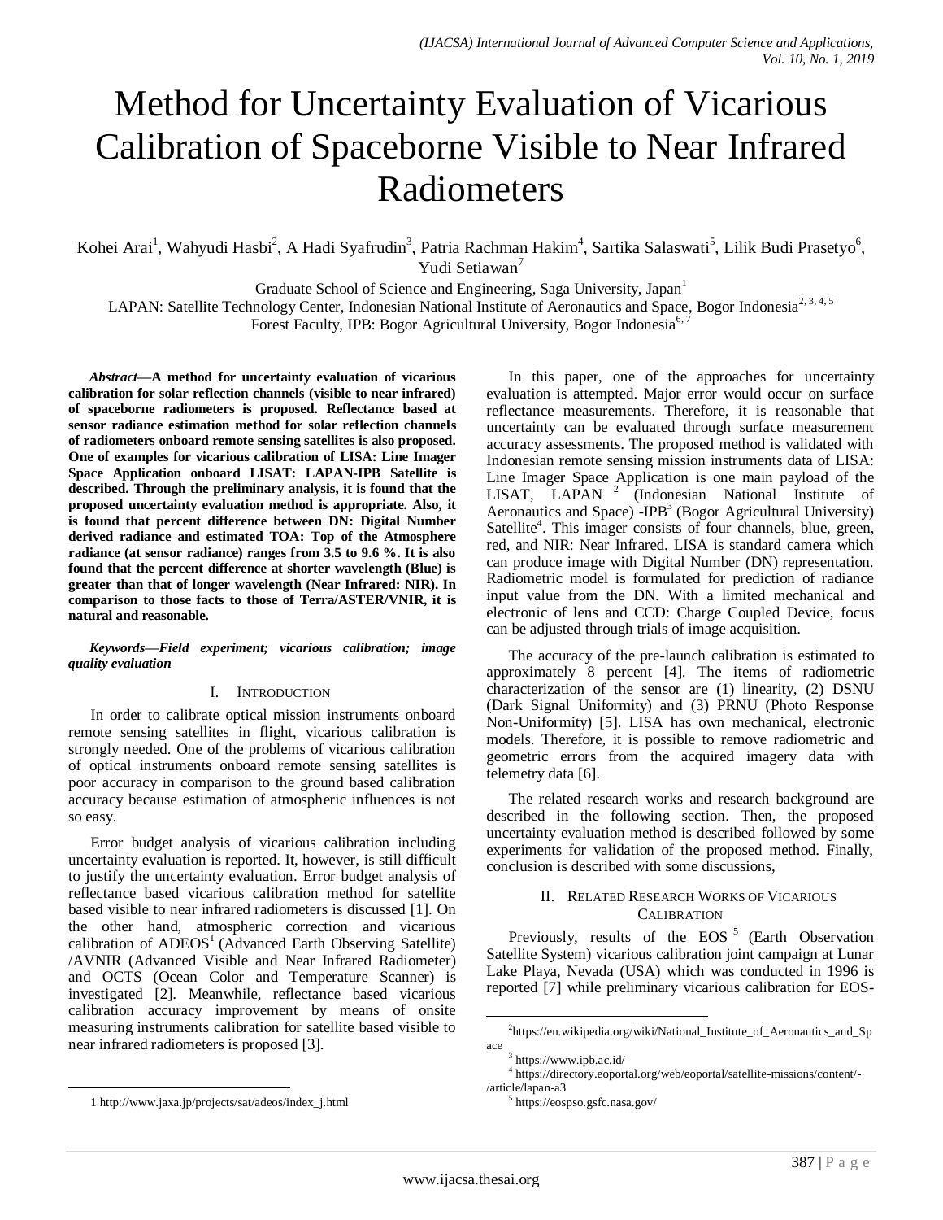# Method for Uncertainty Evaluation of Vicarious Calibration of Spaceborne Visible to Near Infrared Radiometers

Kohei Arai[1], Wahyudi Hasbi[2], A Hadi Syafrudin[3], Patria Rachman Hakim[4], Sartika Salaswati[5], Lilik Budi Prasetyo[6], Yudi Setiawan[7]

Graduate School of Science and Engineering, Saga University, Japan[1]

LAPAN: Satellite Technology Center, Indonesian National Institute of Aeronautics and Space, Bogor Indonesia[2, 3, 4, 5]

Forest Faculty, IPB: Bogor Agricultural University, Bogor Indonesia[6, 7]

***Abstract*—A method for uncertainty evaluation of vicarious calibration for solar reflection channels (visible to near infrared) of spaceborne radiometers is proposed. Reflectance based at sensor radiance estimation method for solar reflection channels of radiometers onboard remote sensing satellites is also proposed. One of examples for vicarious calibration of LISA: Line Imager Space Application onboard LISAT: LAPAN-IPB Satellite is described. Through the preliminary analysis, it is found that the proposed uncertainty evaluation method is appropriate. Also, it is found that percent difference between DN: Digital Number derived radiance and estimated TOA: Top of the Atmosphere radiance (at sensor radiance) ranges from 3.5 to 9.6 %. It is also found that the percent difference at shorter wavelength (Blue) is greater than that of longer wavelength (Near Infrared: NIR). In comparison to those facts to those of Terra/ASTER/VNIR, it is natural and reasonable.**

***Keywords*—Field experiment; vicarious calibration; image quality evaluation**

## I. Introduction

In order to calibrate optical mission instruments onboard remote sensing satellites in flight, vicarious calibration is strongly needed. One of the problems of vicarious calibration of optical instruments onboard remote sensing satellites is poor accuracy in comparison to the ground based calibration accuracy because estimation of atmospheric influences is not so easy.

Error budget analysis of vicarious calibration including uncertainty evaluation is reported. It, however, is still difficult to justify the uncertainty evaluation. Error budget analysis of reflectance based vicarious calibration method for satellite based visible to near infrared radiometers is discussed [1]. On the other hand, atmospheric correction and vicarious calibration of ADEOS[1] (Advanced Earth Observing Satellite) /AVNIR (Advanced Visible and Near Infrared Radiometer) and OCTS (Ocean Color and Temperature Scanner) is investigated [2]. Meanwhile, reflectance based vicarious calibration accuracy improvement by means of onsite measuring instruments calibration for satellite based visible to near infrared radiometers is proposed [3].

In this paper, one of the approaches for uncertainty evaluation is attempted. Major error would occur on surface reflectance measurements. Therefore, it is reasonable that uncertainty can be evaluated through surface measurement accuracy assessments. The proposed method is validated with Indonesian remote sensing mission instruments data of LISA: Line Imager Space Application is one main payload of the LISAT, LAPAN [2] (Indonesian National Institute of Aeronautics and Space) -IPB[3] (Bogor Agricultural University) Satellite[4]. This imager consists of four channels, blue, green, red, and NIR: Near Infrared. LISA is standard camera which can produce image with Digital Number (DN) representation. Radiometric model is formulated for prediction of radiance input value from the DN. With a limited mechanical and electronic of lens and CCD: Charge Coupled Device, focus can be adjusted through trials of image acquisition.

The accuracy of the pre-launch calibration is estimated to approximately 8 percent [4]. The items of radiometric characterization of the sensor are (1) linearity, (2) DSNU (Dark Signal Uniformity) and (3) PRNU (Photo Response Non-Uniformity) [5]. LISA has own mechanical, electronic models. Therefore, it is possible to remove radiometric and geometric errors from the acquired imagery data with telemetry data [6].

The related research works and research background are described in the following section. Then, the proposed uncertainty evaluation method is described followed by some experiments for validation of the proposed method. Finally, conclusion is described with some discussions,

## II. Related Research Works of Vicarious Calibration

Previously, results of the EOS [5] (Earth Observation Satellite System) vicarious calibration joint campaign at Lunar Lake Playa, Nevada (USA) which was conducted in 1996 is reported [7] while preliminary vicarious calibration for EOS-

---

1 http://www.jaxa.jp/projects/sat/adeos/index_j.html

2 https://en.wikipedia.org/wiki/National_Institute_of_Aeronautics_and_Space

3 https://www.ipb.ac.id/

4 https://directory.eoportal.org/web/eoportal/satellite-missions/content/-/article/lapan-a3

5 https://eospso.gsfc.nasa.gov/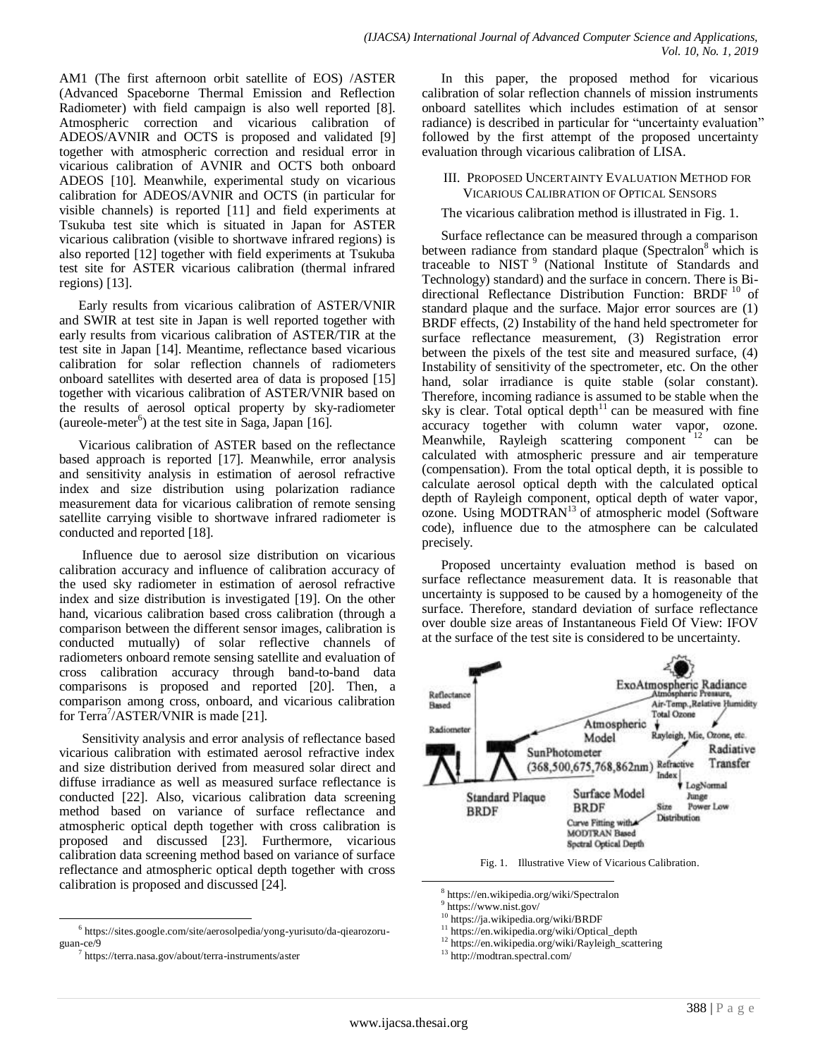AM1 (The first afternoon orbit satellite of EOS) /ASTER (Advanced Spaceborne Thermal Emission and Reflection Radiometer) with field campaign is also well reported [8]. Atmospheric correction and vicarious calibration of ADEOS/AVNIR and OCTS is proposed and validated [9] together with atmospheric correction and residual error in vicarious calibration of AVNIR and OCTS both onboard ADEOS [10]. Meanwhile, experimental study on vicarious calibration for ADEOS/AVNIR and OCTS (in particular for visible channels) is reported [11] and field experiments at Tsukuba test site which is situated in Japan for ASTER vicarious calibration (visible to shortwave infrared regions) is also reported [12] together with field experiments at Tsukuba test site for ASTER vicarious calibration (thermal infrared regions) [13].

Early results from vicarious calibration of ASTER/VNIR and SWIR at test site in Japan is well reported together with early results from vicarious calibration of ASTER/TIR at the test site in Japan [14]. Meantime, reflectance based vicarious calibration for solar reflection channels of radiometers onboard satellites with deserted area of data is proposed [15] together with vicarious calibration of ASTER/VNIR based on the results of aerosol optical property by sky-radiometer (aureole-meter[6]) at the test site in Saga, Japan [16].

Vicarious calibration of ASTER based on the reflectance based approach is reported [17]. Meanwhile, error analysis and sensitivity analysis in estimation of aerosol refractive index and size distribution using polarization radiance measurement data for vicarious calibration of remote sensing satellite carrying visible to shortwave infrared radiometer is conducted and reported [18].

Influence due to aerosol size distribution on vicarious calibration accuracy and influence of calibration accuracy of the used sky radiometer in estimation of aerosol refractive index and size distribution is investigated [19]. On the other hand, vicarious calibration based cross calibration (through a comparison between the different sensor images, calibration is conducted mutually) of solar reflective channels of radiometers onboard remote sensing satellite and evaluation of cross calibration accuracy through band-to-band data comparisons is proposed and reported [20]. Then, a comparison among cross, onboard, and vicarious calibration for Terra[7]/ASTER/VNIR is made [21].

Sensitivity analysis and error analysis of reflectance based vicarious calibration with estimated aerosol refractive index and size distribution derived from measured solar direct and diffuse irradiance as well as measured surface reflectance is conducted [22]. Also, vicarious calibration data screening method based on variance of surface reflectance and atmospheric optical depth together with cross calibration is proposed and discussed [23]. Furthermore, vicarious calibration data screening method based on variance of surface reflectance and atmospheric optical depth together with cross calibration is proposed and discussed [24].

[6] https://sites.google.com/site/aerosolpedia/yong-yurisuto/da-qiearozoru-guan-ce/9

[7] https://terra.nasa.gov/about/terra-instruments/aster

In this paper, the proposed method for vicarious calibration of solar reflection channels of mission instruments onboard satellites which includes estimation of at sensor radiance) is described in particular for "uncertainty evaluation" followed by the first attempt of the proposed uncertainty evaluation through vicarious calibration of LISA.

## III. Proposed Uncertainty Evaluation Method for Vicarious Calibration of Optical Sensors

The vicarious calibration method is illustrated in Fig. 1.

Surface reflectance can be measured through a comparison between radiance from standard plaque (Spectralon[8] which is traceable to NIST[9] (National Institute of Standards and Technology) standard) and the surface in concern. There is Bi-directional Reflectance Distribution Function: BRDF[10] of standard plaque and the surface. Major error sources are (1) BRDF effects, (2) Instability of the hand held spectrometer for surface reflectance measurement, (3) Registration error between the pixels of the test site and measured surface, (4) Instability of sensitivity of the spectrometer, etc. On the other hand, solar irradiance is quite stable (solar constant). Therefore, incoming radiance is assumed to be stable when the sky is clear. Total optical depth[11] can be measured with fine accuracy together with column water vapor, ozone. Meanwhile, Rayleigh scattering component[12] can be calculated with atmospheric pressure and air temperature (compensation). From the total optical depth, it is possible to calculate aerosol optical depth with the calculated optical depth of Rayleigh component, optical depth of water vapor, ozone. Using MODTRAN[13] of atmospheric model (Software code), influence due to the atmosphere can be calculated precisely.

Proposed uncertainty evaluation method is based on surface reflectance measurement data. It is reasonable that uncertainty is supposed to be caused by a homogeneity of the surface. Therefore, standard deviation of surface reflectance over double size areas of Instantaneous Field Of View: IFOV at the surface of the test site is considered to be uncertainty.

Fig. 1. Illustrative View of Vicarious Calibration.

[8] https://en.wikipedia.org/wiki/Spectralon

[9] https://www.nist.gov/

[10] https://ja.wikipedia.org/wiki/BRDF

[11] https://en.wikipedia.org/wiki/Optical_depth

[12] https://en.wikipedia.org/wiki/Rayleigh_scattering

[13] http://modtran.spectral.com/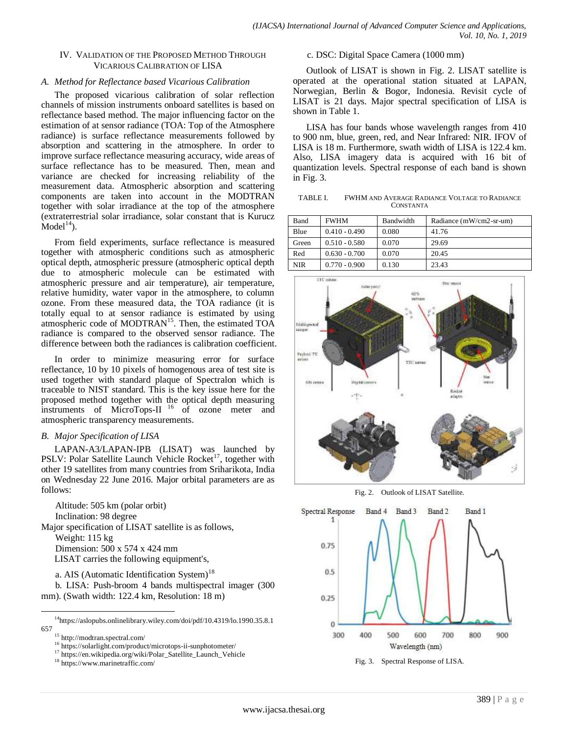## IV. Validation of the Proposed Method Through Vicarious Calibration of LISA

### *A. Method for Reflectance based Vicarious Calibration*

The proposed vicarious calibration of solar reflection channels of mission instruments onboard satellites is based on reflectance based method. The major influencing factor on the estimation of at sensor radiance (TOA: Top of the Atmosphere radiance) is surface reflectance measurements followed by absorption and scattering in the atmosphere. In order to improve surface reflectance measuring accuracy, wide areas of surface reflectance has to be measured. Then, mean and variance are checked for increasing reliability of the measurement data. Atmospheric absorption and scattering components are taken into account in the MODTRAN together with solar irradiance at the top of the atmosphere (extraterrestrial solar irradiance, solar constant that is Kurucz Model[14]).

From field experiments, surface reflectance is measured together with atmospheric conditions such as atmospheric optical depth, atmospheric pressure (atmospheric optical depth due to atmospheric molecule can be estimated with atmospheric pressure and air temperature), air temperature, relative humidity, water vapor in the atmosphere, to column ozone. From these measured data, the TOA radiance (it is totally equal to at sensor radiance is estimated by using atmospheric code of MODTRAN[15]. Then, the estimated TOA radiance is compared to the observed sensor radiance. The difference between both the radiances is calibration coefficient.

In order to minimize measuring error for surface reflectance, 10 by 10 pixels of homogenous area of test site is used together with standard plaque of Spectralon which is traceable to NIST standard. This is the key issue here for the proposed method together with the optical depth measuring instruments of MicroTops-II [16] of ozone meter and atmospheric transparency measurements.

### *B. Major Specification of LISA*

LAPAN-A3/LAPAN-IPB (LISAT) was launched by PSLV: Polar Satellite Launch Vehicle Rocket[17], together with other 19 satellites from many countries from Sriharikota, India on Wednesday 22 June 2016. Major orbital parameters are as follows:

Altitude: 505 km (polar orbit)
Inclination: 98 degree

Major specification of LISAT satellite is as follows,

Weight: 115 kg
Dimension: 500 x 574 x 424 mm
LISAT carries the following equipment's,

a. AIS (Automatic Identification System)[18]

b. LISA: Push-broom 4 bands multispectral imager (300 mm). (Swath width: 122.4 km, Resolution: 18 m)

c. DSC: Digital Space Camera (1000 mm)

Outlook of LISAT is shown in Fig. 2. LISAT satellite is operated at the operational station situated at LAPAN, Norwegian, Berlin & Bogor, Indonesia. Revisit cycle of LISAT is 21 days. Major spectral specification of LISA is shown in Table 1.

LISA has four bands whose wavelength ranges from 410 to 900 nm, blue, green, red, and Near Infrared: NIR. IFOV of LISA is 18 m. Furthermore, swath width of LISA is 122.4 km. Also, LISA imagery data is acquired with 16 bit of quantization levels. Spectral response of each band is shown in Fig. 3.

TABLE I. FWHM and Average Radiance Voltage to Radiance Constanta

| Band | FWHM | Bandwidth | Radiance (mW/cm2-sr-um) |
|---|---|---|---|
| Blue | 0.410 - 0.490 | 0.080 | 41.76 |
| Green | 0.510 - 0.580 | 0.070 | 29.69 |
| Red | 0.630 - 0.700 | 0.070 | 20.45 |
| NIR | 0.770 - 0.900 | 0.130 | 23.43 |

Fig. 2. Outlook of LISAT Satellite.

Fig. 3. Spectral Response of LISA.

---

[14] https://aslopubs.onlinelibrary.wiley.com/doi/pdf/10.4319/lo.1990.35.8.1657

[15] http://modtran.spectral.com/

[16] https://solarlight.com/product/microtops-ii-sunphotometer/

[17] https://en.wikipedia.org/wiki/Polar_Satellite_Launch_Vehicle

[18] https://www.marinetraffic.com/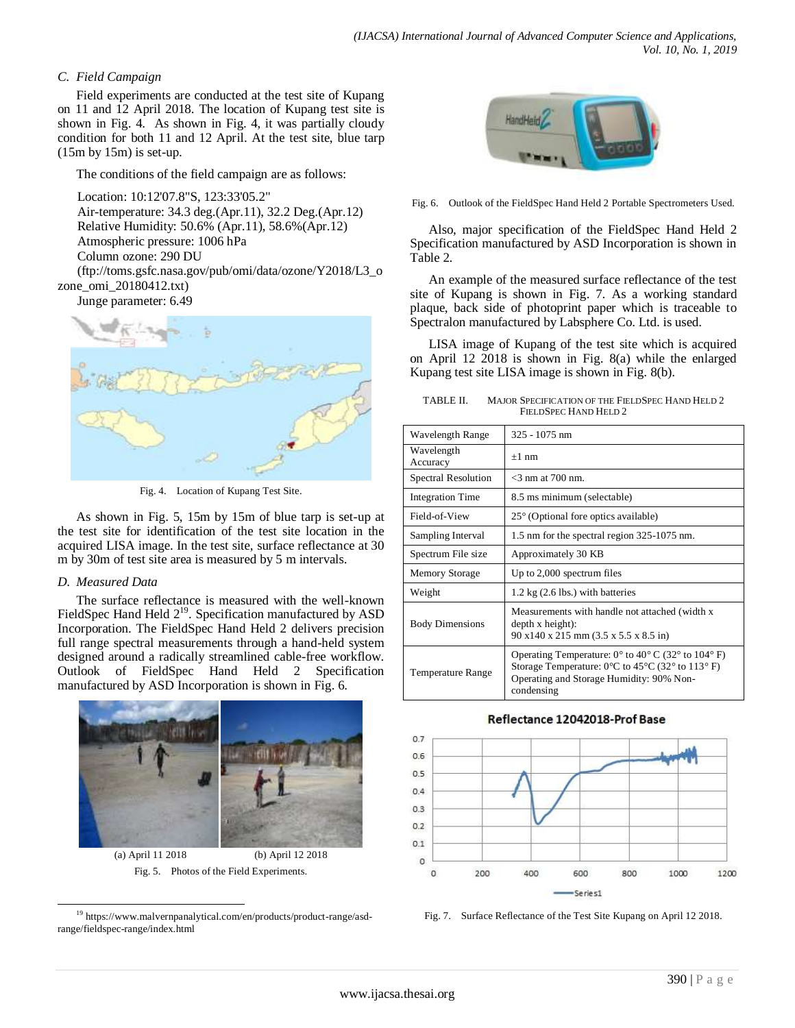### C. Field Campaign

Field experiments are conducted at the test site of Kupang on 11 and 12 April 2018. The location of Kupang test site is shown in Fig. 4. As shown in Fig. 4, it was partially cloudy condition for both 11 and 12 April. At the test site, blue tarp (15m by 15m) is set-up.

The conditions of the field campaign are as follows:

Location: 10:12'07.8"S, 123:33'05.2"
Air-temperature: 34.3 deg.(Apr.11), 32.2 Deg.(Apr.12)
Relative Humidity: 50.6% (Apr.11), 58.6%(Apr.12)
Atmospheric pressure: 1006 hPa
Column ozone: 290 DU
(ftp://toms.gsfc.nasa.gov/pub/omi/data/ozone/Y2018/L3_ozone_omi_20180412.txt)
Junge parameter: 6.49

Fig. 4. Location of Kupang Test Site.

As shown in Fig. 5, 15m by 15m of blue tarp is set-up at the test site for identification of the test site location in the acquired LISA image. In the test site, surface reflectance at 30 m by 30m of test site area is measured by 5 m intervals.

### D. Measured Data

The surface reflectance is measured with the well-known FieldSpec Hand Held 2[19]. Specification manufactured by ASD Incorporation. The FieldSpec Hand Held 2 delivers precision full range spectral measurements through a hand-held system designed around a radically streamlined cable-free workflow. Outlook of FieldSpec Hand Held 2 Specification manufactured by ASD Incorporation is shown in Fig. 6.

(a) April 11 2018 (b) April 12 2018

Fig. 5. Photos of the Field Experiments.

Fig. 6. Outlook of the FieldSpec Hand Held 2 Portable Spectrometers Used.

Also, major specification of the FieldSpec Hand Held 2 Specification manufactured by ASD Incorporation is shown in Table 2.

An example of the measured surface reflectance of the test site of Kupang is shown in Fig. 7. As a working standard plaque, back side of photoprint paper which is traceable to Spectralon manufactured by Labsphere Co. Ltd. is used.

LISA image of Kupang of the test site which is acquired on April 12 2018 is shown in Fig. 8(a) while the enlarged Kupang test site LISA image is shown in Fig. 8(b).

TABLE II. MAJOR SPECIFICATION OF THE FIELDSPEC HAND HELD 2 FIELDSPEC HAND HELD 2

| | |
|---|---|
| Wavelength Range | 325 - 1075 nm |
| Wavelength Accuracy | ±1 nm |
| Spectral Resolution | <3 nm at 700 nm. |
| Integration Time | 8.5 ms minimum (selectable) |
| Field-of-View | 25° (Optional fore optics available) |
| Sampling Interval | 1.5 nm for the spectral region 325-1075 nm. |
| Spectrum File size | Approximately 30 KB |
| Memory Storage | Up to 2,000 spectrum files |
| Weight | 1.2 kg (2.6 lbs.) with batteries |
| Body Dimensions | Measurements with handle not attached (width x depth x height): 90 x140 x 215 mm (3.5 x 5.5 x 8.5 in) |
| Temperature Range | Operating Temperature: 0° to 40° C (32° to 104° F) Storage Temperature: 0°C to 45°C (32° to 113° F) Operating and Storage Humidity: 90% Non-condensing |

Fig. 7. Surface Reflectance of the Test Site Kupang on April 12 2018.

[19] https://www.malvernpanalytical.com/en/products/product-range/asd-range/fieldspec-range/index.html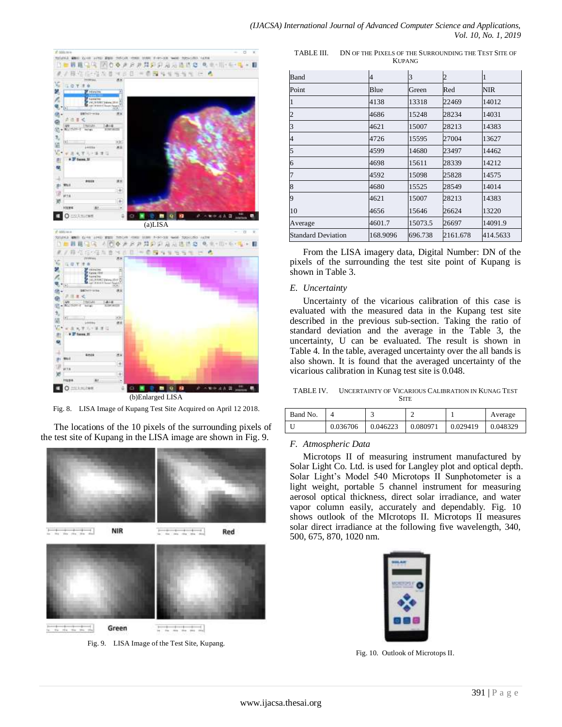(a)LISA

(b)Enlarged LISA

Fig. 8. LISA Image of Kupang Test Site Acquired on April 12 2018.

The locations of the 10 pixels of the surrounding pixels of the test site of Kupang in the LISA image are shown in Fig. 9.

NIR Red

Green

Fig. 9. LISA Image of the Test Site, Kupang.

TABLE III. DN OF THE PIXELS OF THE SURROUNDING THE TEST SITE OF KUPANG

| Band | 4 | 3 | 2 | 1 |
|---|---|---|---|---|
| Point | Blue | Green | Red | NIR |
| 1 | 4138 | 13318 | 22469 | 14012 |
| 2 | 4686 | 15248 | 28234 | 14031 |
| 3 | 4621 | 15007 | 28213 | 14383 |
| 4 | 4726 | 15595 | 27004 | 13627 |
| 5 | 4599 | 14680 | 23497 | 14462 |
| 6 | 4698 | 15611 | 28339 | 14212 |
| 7 | 4592 | 15098 | 25828 | 14575 |
| 8 | 4680 | 15525 | 28549 | 14014 |
| 9 | 4621 | 15007 | 28213 | 14383 |
| 10 | 4656 | 15646 | 26624 | 13220 |
| Average | 4601.7 | 15073.5 | 26697 | 14091.9 |
| Standard Deviation | 168.9096 | 696.738 | 2161.678 | 414.5633 |

From the LISA imagery data, Digital Number: DN of the pixels of the surrounding the test site point of Kupang is shown in Table 3.

### E. Uncertainty

Uncertainty of the vicarious calibration of this case is evaluated with the measured data in the Kupang test site described in the previous sub-section. Taking the ratio of standard deviation and the average in the Table 3, the uncertainty, U can be evaluated. The result is shown in Table 4. In the table, averaged uncertainty over the all bands is also shown. It is found that the averaged uncertainty of the vicarious calibration in Kunag test site is 0.048.

TABLE IV. UNCERTAINTY OF VICARIOUS CALIBRATION IN KUNAG TEST SITE

| Band No. | 4 | 3 | 2 | 1 | Average |
|---|---|---|---|---|---|
| U | 0.036706 | 0.046223 | 0.080971 | 0.029419 | 0.048329 |

### F. Atmospheric Data

Microtops II of measuring instrument manufactured by Solar Light Co. Ltd. is used for Langley plot and optical depth. Solar Light's Model 540 Microtops II Sunphotometer is a light weight, portable 5 channel instrument for measuring aerosol optical thickness, direct solar irradiance, and water vapor column easily, accurately and dependably. Fig. 10 shows outlook of the MIcrotops II. Microtops II measures solar direct irradiance at the following five wavelength, 340, 500, 675, 870, 1020 nm.

Fig. 10. Outlook of Microtops II.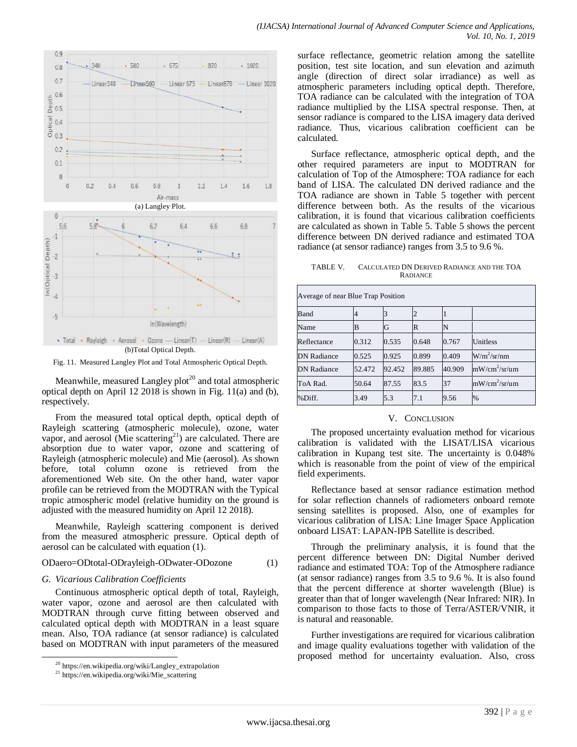(a) Langley Plot.

(b)Total Optical Depth.

Fig. 11. Measured Langley Plot and Total Atmospheric Optical Depth.

Meanwhile, measured Langley plot[20] and total atmospheric optical depth on April 12 2018 is shown in Fig. 11(a) and (b), respectively.

From the measured total optical depth, optical depth of Rayleigh scattering (atmospheric molecule), ozone, water vapor, and aerosol (Mie scattering[21]) are calculated. There are absorption due to water vapor, ozone and scattering of Rayleigh (atmospheric molecule) and Mie (aerosol). As shown before, total column ozone is retrieved from the aforementioned Web site. On the other hand, water vapor profile can be retrieved from the MODTRAN with the Typical tropic atmospheric model (relative humidity on the ground is adjusted with the measured humidity on April 12 2018).

Meanwhile, Rayleigh scattering component is derived from the measured atmospheric pressure. Optical depth of aerosol can be calculated with equation (1).

$$ODaero=ODtotal-ODrayleigh-ODwater-ODozone \quad (1)$$

### *G. Vicarious Calibration Coefficients*

Continuous atmospheric optical depth of total, Rayleigh, water vapor, ozone and aerosol are then calculated with MODTRAN through curve fitting between observed and calculated optical depth with MODTRAN in a least square mean. Also, TOA radiance (at sensor radiance) is calculated based on MODTRAN with input parameters of the measured surface reflectance, geometric relation among the satellite position, test site location, and sun elevation and azimuth angle (direction of direct solar irradiance) as well as atmospheric parameters including optical depth. Therefore, TOA radiance can be calculated with the integration of TOA radiance multiplied by the LISA spectral response. Then, at sensor radiance is compared to the LISA imagery data derived radiance. Thus, vicarious calibration coefficient can be calculated.

Surface reflectance, atmospheric optical depth, and the other required parameters are input to MODTRAN for calculation of Top of the Atmosphere: TOA radiance for each band of LISA. The calculated DN derived radiance and the TOA radiance are shown in Table 5 together with percent difference between both. As the results of the vicarious calibration, it is found that vicarious calibration coefficients are calculated as shown in Table 5. Table 5 shows the percent difference between DN derived radiance and estimated TOA radiance (at sensor radiance) ranges from 3.5 to 9.6 %.

TABLE V. CALCULATED DN DERIVED RADIANCE AND THE TOA RADIANCE

| Average of near Blue Trap Position | | | | | |
|---|---|---|---|---|---|
| Band | 4 | 3 | 2 | 1 | |
| Name | B | G | R | N | |
| Reflectance | 0.312 | 0.535 | 0.648 | 0.767 | Unitless |
| DN Radiance | 0.525 | 0.925 | 0.899 | 0.409 | $W/m^2/sr/nm$ |
| DN Radiance | 52.472 | 92.452 | 89.885 | 40.909 | $mW/cm^2/sr/um$ |
| ToA Rad. | 50.64 | 87.55 | 83.5 | 37 | $mW/cm^2/sr/um$ |
| %Diff. | 3.49 | 5.3 | 7.1 | 9.56 | % |

## V. CONCLUSION

The proposed uncertainty evaluation method for vicarious calibration is validated with the LISAT/LISA vicarious calibration in Kupang test site. The uncertainty is 0.048% which is reasonable from the point of view of the empirical field experiments.

Reflectance based at sensor radiance estimation method for solar reflection channels of radiometers onboard remote sensing satellites is proposed. Also, one of examples for vicarious calibration of LISA: Line Imager Space Application onboard LISAT: LAPAN-IPB Satellite is described.

Through the preliminary analysis, it is found that the percent difference between DN: Digital Number derived radiance and estimated TOA: Top of the Atmosphere radiance (at sensor radiance) ranges from 3.5 to 9.6 %. It is also found that the percent difference at shorter wavelength (Blue) is greater than that of longer wavelength (Near Infrared: NIR). In comparison to those facts to those of Terra/ASTER/VNIR, it is natural and reasonable.

Further investigations are required for vicarious calibration and image quality evaluations together with validation of the proposed method for uncertainty evaluation. Also, cross

[20] https://en.wikipedia.org/wiki/Langley_extrapolation

[21] https://en.wikipedia.org/wiki/Mie_scattering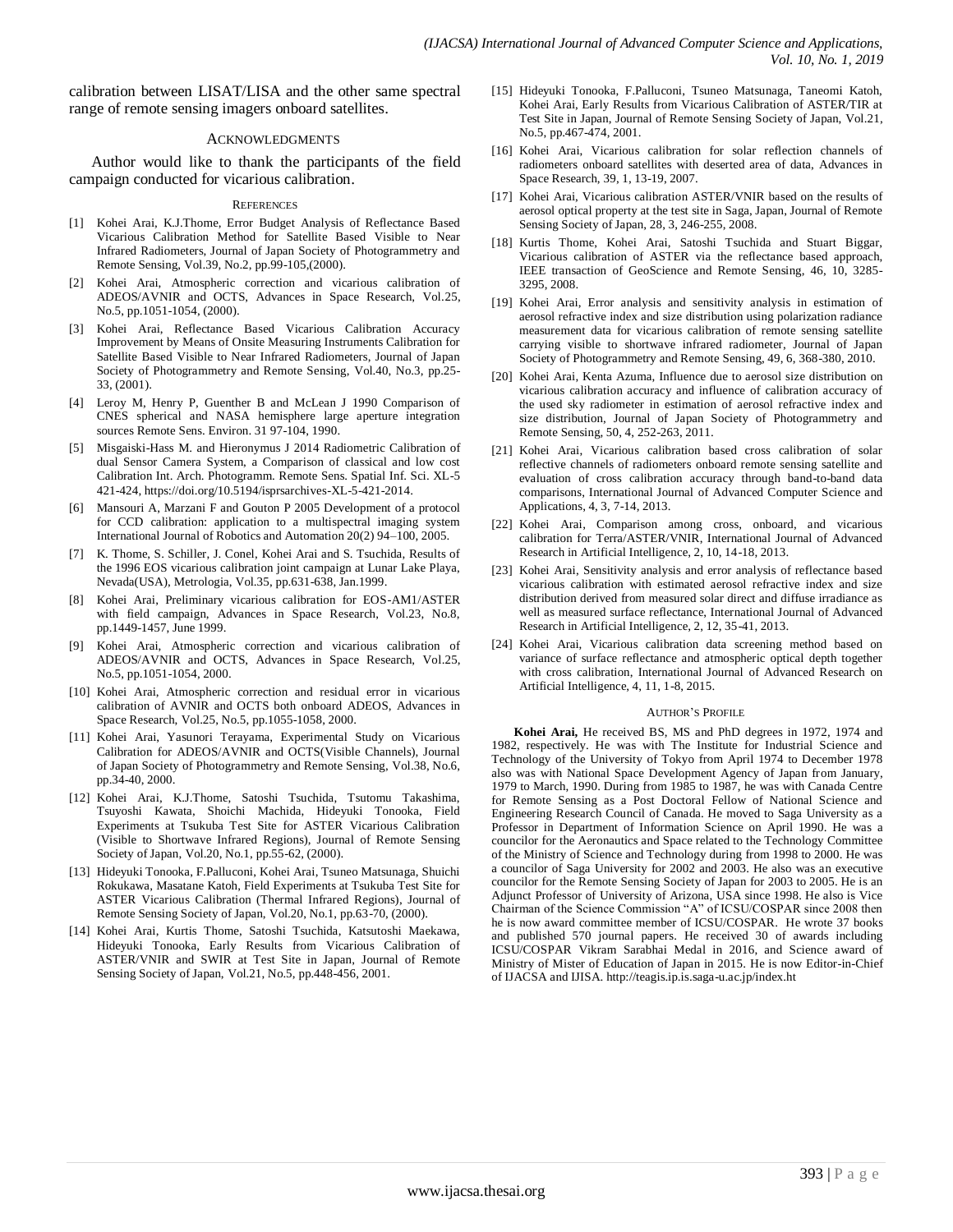calibration between LISAT/LISA and the other same spectral range of remote sensing imagers onboard satellites.

## Acknowledgments

Author would like to thank the participants of the field campaign conducted for vicarious calibration.

## References

[1] Kohei Arai, K.J.Thome, Error Budget Analysis of Reflectance Based Vicarious Calibration Method for Satellite Based Visible to Near Infrared Radiometers, Journal of Japan Society of Photogrammetry and Remote Sensing, Vol.39, No.2, pp.99-105,(2000).

[2] Kohei Arai, Atmospheric correction and vicarious calibration of ADEOS/AVNIR and OCTS, Advances in Space Research, Vol.25, No.5, pp.1051-1054, (2000).

[3] Kohei Arai, Reflectance Based Vicarious Calibration Accuracy Improvement by Means of Onsite Measuring Instruments Calibration for Satellite Based Visible to Near Infrared Radiometers, Journal of Japan Society of Photogrammetry and Remote Sensing, Vol.40, No.3, pp.25-33, (2001).

[4] Leroy M, Henry P, Guenther B and McLean J 1990 Comparison of CNES spherical and NASA hemisphere large aperture integration sources Remote Sens. Environ. 31 97-104, 1990.

[5] Misgaiski-Hass M. and Hieronymus J 2014 Radiometric Calibration of dual Sensor Camera System, a Comparison of classical and low cost Calibration Int. Arch. Photogramm. Remote Sens. Spatial Inf. Sci. XL-5 421-424, https://doi.org/10.5194/isprsarchives-XL-5-421-2014.

[6] Mansouri A, Marzani F and Gouton P 2005 Development of a protocol for CCD calibration: application to a multispectral imaging system International Journal of Robotics and Automation 20(2) 94–100, 2005.

[7] K. Thome, S. Schiller, J. Conel, Kohei Arai and S. Tsuchida, Results of the 1996 EOS vicarious calibration joint campaign at Lunar Lake Playa, Nevada(USA), Metrologia, Vol.35, pp.631-638, Jan.1999.

[8] Kohei Arai, Preliminary vicarious calibration for EOS-AM1/ASTER with field campaign, Advances in Space Research, Vol.23, No.8, pp.1449-1457, June 1999.

[9] Kohei Arai, Atmospheric correction and vicarious calibration of ADEOS/AVNIR and OCTS, Advances in Space Research, Vol.25, No.5, pp.1051-1054, 2000.

[10] Kohei Arai, Atmospheric correction and residual error in vicarious calibration of AVNIR and OCTS both onboard ADEOS, Advances in Space Research, Vol.25, No.5, pp.1055-1058, 2000.

[11] Kohei Arai, Yasunori Terayama, Experimental Study on Vicarious Calibration for ADEOS/AVNIR and OCTS(Visible Channels), Journal of Japan Society of Photogrammetry and Remote Sensing, Vol.38, No.6, pp.34-40, 2000.

[12] Kohei Arai, K.J.Thome, Satoshi Tsuchida, Tsutomu Takashima, Tsuyoshi Kawata, Shoichi Machida, Hideyuki Tonooka, Field Experiments at Tsukuba Test Site for ASTER Vicarious Calibration (Visible to Shortwave Infrared Regions), Journal of Remote Sensing Society of Japan, Vol.20, No.1, pp.55-62, (2000).

[13] Hideyuki Tonooka, F.Palluconi, Kohei Arai, Tsuneo Matsunaga, Shuichi Rokukawa, Masatane Katoh, Field Experiments at Tsukuba Test Site for ASTER Vicarious Calibration (Thermal Infrared Regions), Journal of Remote Sensing Society of Japan, Vol.20, No.1, pp.63-70, (2000).

[14] Kohei Arai, Kurtis Thome, Satoshi Tsuchida, Katsutoshi Maekawa, Hideyuki Tonooka, Early Results from Vicarious Calibration of ASTER/VNIR and SWIR at Test Site in Japan, Journal of Remote Sensing Society of Japan, Vol.21, No.5, pp.448-456, 2001.

[15] Hideyuki Tonooka, F.Palluconi, Tsuneo Matsunaga, Taneomi Katoh, Kohei Arai, Early Results from Vicarious Calibration of ASTER/TIR at Test Site in Japan, Journal of Remote Sensing Society of Japan, Vol.21, No.5, pp.467-474, 2001.

[16] Kohei Arai, Vicarious calibration for solar reflection channels of radiometers onboard satellites with deserted area of data, Advances in Space Research, 39, 1, 13-19, 2007.

[17] Kohei Arai, Vicarious calibration ASTER/VNIR based on the results of aerosol optical property at the test site in Saga, Japan, Journal of Remote Sensing Society of Japan, 28, 3, 246-255, 2008.

[18] Kurtis Thome, Kohei Arai, Satoshi Tsuchida and Stuart Biggar, Vicarious calibration of ASTER via the reflectance based approach, IEEE transaction of GeoScience and Remote Sensing, 46, 10, 3285-3295, 2008.

[19] Kohei Arai, Error analysis and sensitivity analysis in estimation of aerosol refractive index and size distribution using polarization radiance measurement data for vicarious calibration of remote sensing satellite carrying visible to shortwave infrared radiometer, Journal of Japan Society of Photogrammetry and Remote Sensing, 49, 6, 368-380, 2010.

[20] Kohei Arai, Kenta Azuma, Influence due to aerosol size distribution on vicarious calibration accuracy and influence of calibration accuracy of the used sky radiometer in estimation of aerosol refractive index and size distribution, Journal of Japan Society of Photogrammetry and Remote Sensing, 50, 4, 252-263, 2011.

[21] Kohei Arai, Vicarious calibration based cross calibration of solar reflective channels of radiometers onboard remote sensing satellite and evaluation of cross calibration accuracy through band-to-band data comparisons, International Journal of Advanced Computer Science and Applications, 4, 3, 7-14, 2013.

[22] Kohei Arai, Comparison among cross, onboard, and vicarious calibration for Terra/ASTER/VNIR, International Journal of Advanced Research in Artificial Intelligence, 2, 10, 14-18, 2013.

[23] Kohei Arai, Sensitivity analysis and error analysis of reflectance based vicarious calibration with estimated aerosol refractive index and size distribution derived from measured solar direct and diffuse irradiance as well as measured surface reflectance, International Journal of Advanced Research in Artificial Intelligence, 2, 12, 35-41, 2013.

[24] Kohei Arai, Vicarious calibration data screening method based on variance of surface reflectance and atmospheric optical depth together with cross calibration, International Journal of Advanced Research on Artificial Intelligence, 4, 11, 1-8, 2015.

## Author's Profile

**Kohei Arai,** He received BS, MS and PhD degrees in 1972, 1974 and 1982, respectively. He was with The Institute for Industrial Science and Technology of the University of Tokyo from April 1974 to December 1978 also was with National Space Development Agency of Japan from January, 1979 to March, 1990. During from 1985 to 1987, he was with Canada Centre for Remote Sensing as a Post Doctoral Fellow of National Science and Engineering Research Council of Canada. He moved to Saga University as a Professor in Department of Information Science on April 1990. He was a councilor for the Aeronautics and Space related to the Technology Committee of the Ministry of Science and Technology during from 1998 to 2000. He was a councilor of Saga University for 2002 and 2003. He also was an executive councilor for the Remote Sensing Society of Japan for 2003 to 2005. He is an Adjunct Professor of University of Arizona, USA since 1998. He also is Vice Chairman of the Science Commission "A" of ICSU/COSPAR since 2008 then he is now award committee member of ICSU/COSPAR. He wrote 37 books and published 570 journal papers. He received 30 of awards including ICSU/COSPAR Vikram Sarabhai Medal in 2016, and Science award of Ministry of Mister of Education of Japan in 2015. He is now Editor-in-Chief of IJACSA and IJISA. http://teagis.ip.is.saga-u.ac.jp/index.ht